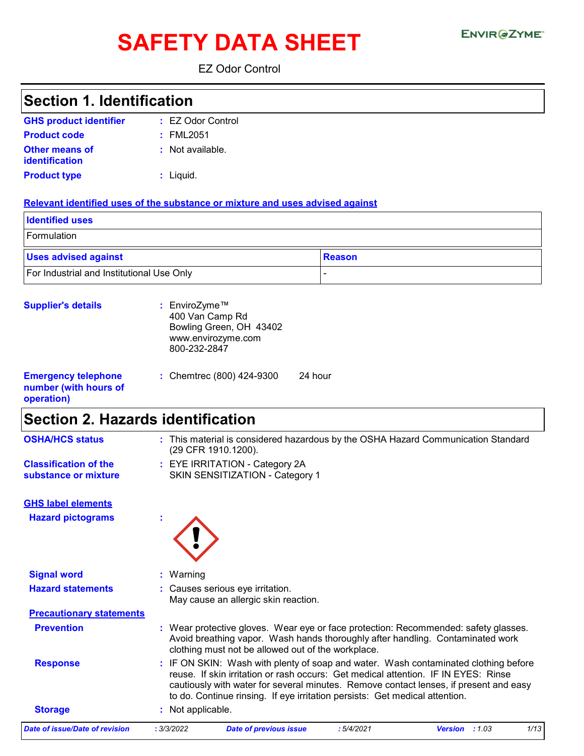# SAFETY DATA SHEET

ENVIROZYME™

EZ Odor Control

## Section 1. Identification

**GHS product identifier** : EZ Odor Control

**Product code** : FML2051

**Other means of identification** : Not available.

**Product type** : Liquid.

**Relevant identified uses of the substance or mixture and uses advised against**

| Identified uses | |
|---|---|
| Formulation | |

| Uses advised against | Reason |
|---|---|
| For Industrial and Institutional Use Only | - |

**Supplier's details** : EnviroZyme™
400 Van Camp Rd
Bowling Green, OH 43402
www.envirozyme.com
800-232-2847

**Emergency telephone number (with hours of operation)** : Chemtrec (800) 424-9300 24 hour

## Section 2. Hazards identification

**OSHA/HCS status** : This material is considered hazardous by the OSHA Hazard Communication Standard (29 CFR 1910.1200).

**Classification of the substance or mixture** : EYE IRRITATION - Category 2A
SKIN SENSITIZATION - Category 1

**GHS label elements**

**Hazard pictograms** :

**Signal word** : Warning

**Hazard statements** : Causes serious eye irritation.
May cause an allergic skin reaction.

**Precautionary statements**

**Prevention** : Wear protective gloves. Wear eye or face protection: Recommended: safety glasses. Avoid breathing vapor. Wash hands thoroughly after handling. Contaminated work clothing must not be allowed out of the workplace.

**Response** : IF ON SKIN: Wash with plenty of soap and water. Wash contaminated clothing before reuse. If skin irritation or rash occurs: Get medical attention. IF IN EYES: Rinse cautiously with water for several minutes. Remove contact lenses, if present and easy to do. Continue rinsing. If eye irritation persists: Get medical attention.

**Storage** : Not applicable.

*Date of issue/Date of revision* : 3/3/2022 *Date of previous issue* : 5/4/2021 *Version* : 1.03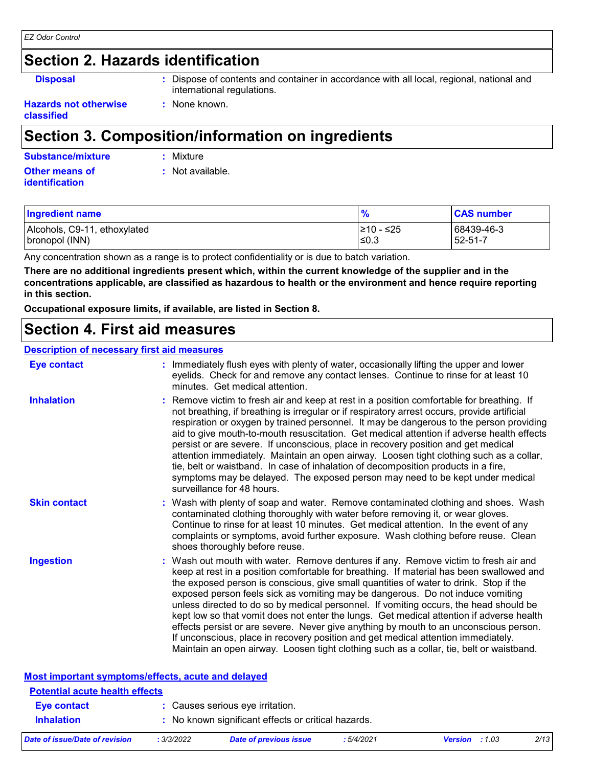## Section 2. Hazards identification

**Disposal** : Dispose of contents and container in accordance with all local, regional, national and international regulations.

**Hazards not otherwise classified** : None known.

## Section 3. Composition/information on ingredients

**Substance/mixture** : Mixture

**Other means of identification** : Not available.

| Ingredient name | % | CAS number |
|---|---|---|
| Alcohols, C9-11, ethoxylated | ≥10 - ≤25 | 68439-46-3 |
| bronopol (INN) | ≤0.3 | 52-51-7 |

Any concentration shown as a range is to protect confidentiality or is due to batch variation.

**There are no additional ingredients present which, within the current knowledge of the supplier and in the concentrations applicable, are classified as hazardous to health or the environment and hence require reporting in this section.**

**Occupational exposure limits, if available, are listed in Section 8.**

## Section 4. First aid measures

### Description of necessary first aid measures

**Eye contact** : Immediately flush eyes with plenty of water, occasionally lifting the upper and lower eyelids. Check for and remove any contact lenses. Continue to rinse for at least 10 minutes. Get medical attention.

**Inhalation** : Remove victim to fresh air and keep at rest in a position comfortable for breathing. If not breathing, if breathing is irregular or if respiratory arrest occurs, provide artificial respiration or oxygen by trained personnel. It may be dangerous to the person providing aid to give mouth-to-mouth resuscitation. Get medical attention if adverse health effects persist or are severe. If unconscious, place in recovery position and get medical attention immediately. Maintain an open airway. Loosen tight clothing such as a collar, tie, belt or waistband. In case of inhalation of decomposition products in a fire, symptoms may be delayed. The exposed person may need to be kept under medical surveillance for 48 hours.

**Skin contact** : Wash with plenty of soap and water. Remove contaminated clothing and shoes. Wash contaminated clothing thoroughly with water before removing it, or wear gloves. Continue to rinse for at least 10 minutes. Get medical attention. In the event of any complaints or symptoms, avoid further exposure. Wash clothing before reuse. Clean shoes thoroughly before reuse.

**Ingestion** : Wash out mouth with water. Remove dentures if any. Remove victim to fresh air and keep at rest in a position comfortable for breathing. If material has been swallowed and the exposed person is conscious, give small quantities of water to drink. Stop if the exposed person feels sick as vomiting may be dangerous. Do not induce vomiting unless directed to do so by medical personnel. If vomiting occurs, the head should be kept low so that vomit does not enter the lungs. Get medical attention if adverse health effects persist or are severe. Never give anything by mouth to an unconscious person. If unconscious, place in recovery position and get medical attention immediately. Maintain an open airway. Loosen tight clothing such as a collar, tie, belt or waistband.

### Most important symptoms/effects, acute and delayed

#### Potential acute health effects

**Eye contact** : Causes serious eye irritation.

**Inhalation** : No known significant effects or critical hazards.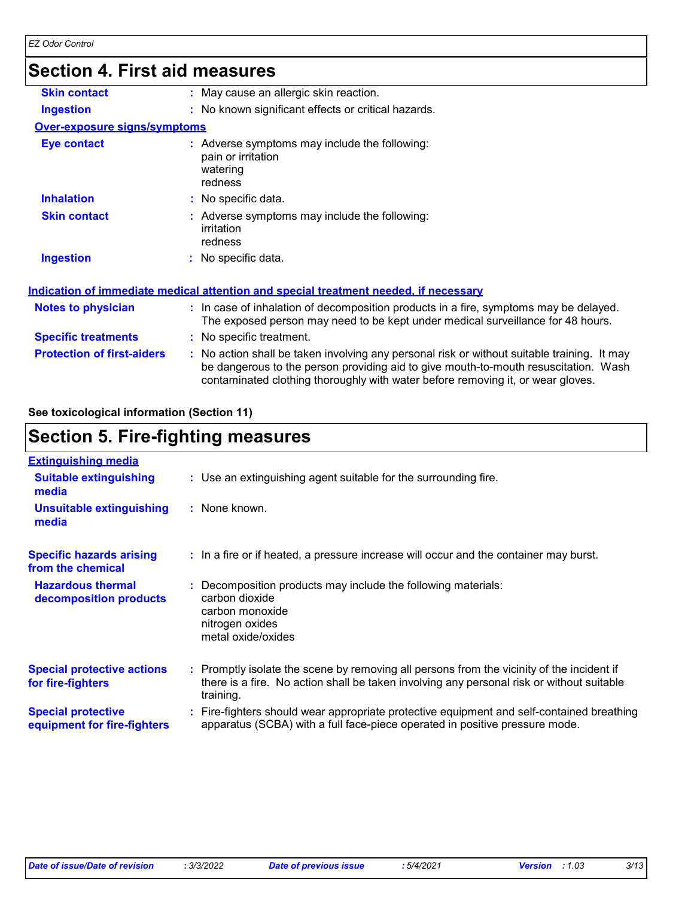## Section 4. First aid measures

| | |
|---|---|
| **Skin contact** | : May cause an allergic skin reaction. |
| **Ingestion** | : No known significant effects or critical hazards. |

**Over-exposure signs/symptoms**

| | |
|---|---|
| **Eye contact** | : Adverse symptoms may include the following:<br>pain or irritation<br>watering<br>redness |
| **Inhalation** | : No specific data. |
| **Skin contact** | : Adverse symptoms may include the following:<br>irritation<br>redness |
| **Ingestion** | : No specific data. |

**Indication of immediate medical attention and special treatment needed, if necessary**

| | |
|---|---|
| **Notes to physician** | : In case of inhalation of decomposition products in a fire, symptoms may be delayed. The exposed person may need to be kept under medical surveillance for 48 hours. |
| **Specific treatments** | : No specific treatment. |
| **Protection of first-aiders** | : No action shall be taken involving any personal risk or without suitable training. It may be dangerous to the person providing aid to give mouth-to-mouth resuscitation. Wash contaminated clothing thoroughly with water before removing it, or wear gloves. |

**See toxicological information (Section 11)**

## Section 5. Fire-fighting measures

**Extinguishing media**

| | |
|---|---|
| **Suitable extinguishing media** | : Use an extinguishing agent suitable for the surrounding fire. |
| **Unsuitable extinguishing media** | : None known. |
| **Specific hazards arising from the chemical** | : In a fire or if heated, a pressure increase will occur and the container may burst. |
| **Hazardous thermal decomposition products** | : Decomposition products may include the following materials:<br>carbon dioxide<br>carbon monoxide<br>nitrogen oxides<br>metal oxide/oxides |
| **Special protective actions for fire-fighters** | : Promptly isolate the scene by removing all persons from the vicinity of the incident if there is a fire. No action shall be taken involving any personal risk or without suitable training. |
| **Special protective equipment for fire-fighters** | : Fire-fighters should wear appropriate protective equipment and self-contained breathing apparatus (SCBA) with a full face-piece operated in positive pressure mode. |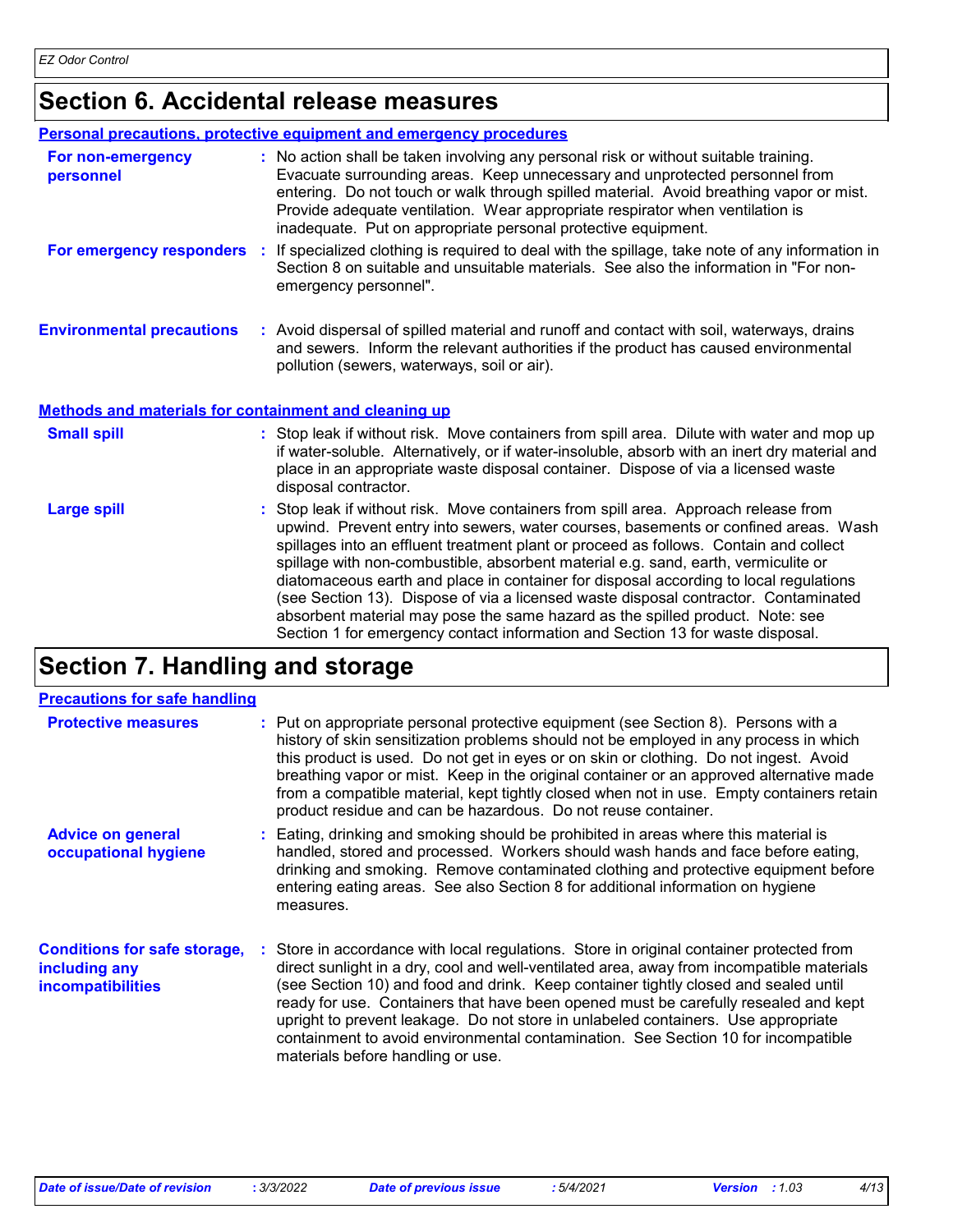## Section 6. Accidental release measures

### Personal precautions, protective equipment and emergency procedures

**For non-emergency personnel** : No action shall be taken involving any personal risk or without suitable training. Evacuate surrounding areas. Keep unnecessary and unprotected personnel from entering. Do not touch or walk through spilled material. Avoid breathing vapor or mist. Provide adequate ventilation. Wear appropriate respirator when ventilation is inadequate. Put on appropriate personal protective equipment.

**For emergency responders** : If specialized clothing is required to deal with the spillage, take note of any information in Section 8 on suitable and unsuitable materials. See also the information in "For non-emergency personnel".

**Environmental precautions** : Avoid dispersal of spilled material and runoff and contact with soil, waterways, drains and sewers. Inform the relevant authorities if the product has caused environmental pollution (sewers, waterways, soil or air).

### Methods and materials for containment and cleaning up

**Small spill** : Stop leak if without risk. Move containers from spill area. Dilute with water and mop up if water-soluble. Alternatively, or if water-insoluble, absorb with an inert dry material and place in an appropriate waste disposal container. Dispose of via a licensed waste disposal contractor.

**Large spill** : Stop leak if without risk. Move containers from spill area. Approach release from upwind. Prevent entry into sewers, water courses, basements or confined areas. Wash spillages into an effluent treatment plant or proceed as follows. Contain and collect spillage with non-combustible, absorbent material e.g. sand, earth, vermiculite or diatomaceous earth and place in container for disposal according to local regulations (see Section 13). Dispose of via a licensed waste disposal contractor. Contaminated absorbent material may pose the same hazard as the spilled product. Note: see Section 1 for emergency contact information and Section 13 for waste disposal.

## Section 7. Handling and storage

### Precautions for safe handling

**Protective measures** : Put on appropriate personal protective equipment (see Section 8). Persons with a history of skin sensitization problems should not be employed in any process in which this product is used. Do not get in eyes or on skin or clothing. Do not ingest. Avoid breathing vapor or mist. Keep in the original container or an approved alternative made from a compatible material, kept tightly closed when not in use. Empty containers retain product residue and can be hazardous. Do not reuse container.

**Advice on general occupational hygiene** : Eating, drinking and smoking should be prohibited in areas where this material is handled, stored and processed. Workers should wash hands and face before eating, drinking and smoking. Remove contaminated clothing and protective equipment before entering eating areas. See also Section 8 for additional information on hygiene measures.

**Conditions for safe storage, including any incompatibilities** : Store in accordance with local regulations. Store in original container protected from direct sunlight in a dry, cool and well-ventilated area, away from incompatible materials (see Section 10) and food and drink. Keep container tightly closed and sealed until ready for use. Containers that have been opened must be carefully resealed and kept upright to prevent leakage. Do not store in unlabeled containers. Use appropriate containment to avoid environmental contamination. See Section 10 for incompatible materials before handling or use.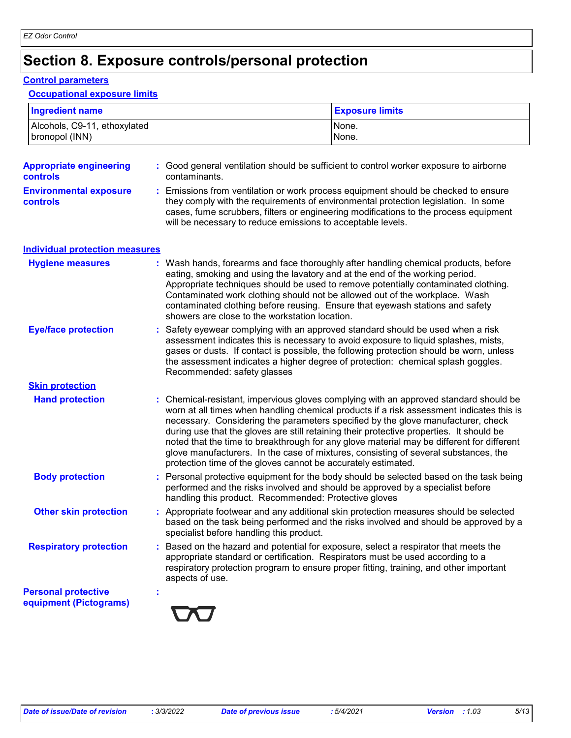# Section 8. Exposure controls/personal protection

## Control parameters

### Occupational exposure limits

| Ingredient name | Exposure limits |
| --- | --- |
| Alcohols, C9-11, ethoxylated | None. |
| bronopol (INN) | None. |

**Appropriate engineering controls** : Good general ventilation should be sufficient to control worker exposure to airborne contaminants.

**Environmental exposure controls** : Emissions from ventilation or work process equipment should be checked to ensure they comply with the requirements of environmental protection legislation. In some cases, fume scrubbers, filters or engineering modifications to the process equipment will be necessary to reduce emissions to acceptable levels.

## Individual protection measures

**Hygiene measures** : Wash hands, forearms and face thoroughly after handling chemical products, before eating, smoking and using the lavatory and at the end of the working period. Appropriate techniques should be used to remove potentially contaminated clothing. Contaminated work clothing should not be allowed out of the workplace. Wash contaminated clothing before reusing. Ensure that eyewash stations and safety showers are close to the workstation location.

**Eye/face protection** : Safety eyewear complying with an approved standard should be used when a risk assessment indicates this is necessary to avoid exposure to liquid splashes, mists, gases or dusts. If contact is possible, the following protection should be worn, unless the assessment indicates a higher degree of protection: chemical splash goggles. Recommended: safety glasses

### Skin protection

**Hand protection** : Chemical-resistant, impervious gloves complying with an approved standard should be worn at all times when handling chemical products if a risk assessment indicates this is necessary. Considering the parameters specified by the glove manufacturer, check during use that the gloves are still retaining their protective properties. It should be noted that the time to breakthrough for any glove material may be different for different glove manufacturers. In the case of mixtures, consisting of several substances, the protection time of the gloves cannot be accurately estimated.

**Body protection** : Personal protective equipment for the body should be selected based on the task being performed and the risks involved and should be approved by a specialist before handling this product. Recommended: Protective gloves

**Other skin protection** : Appropriate footwear and any additional skin protection measures should be selected based on the task being performed and the risks involved and should be approved by a specialist before handling this product.

**Respiratory protection** : Based on the hazard and potential for exposure, select a respirator that meets the appropriate standard or certification. Respirators must be used according to a respiratory protection program to ensure proper fitting, training, and other important aspects of use.

**Personal protective equipment (Pictograms)** :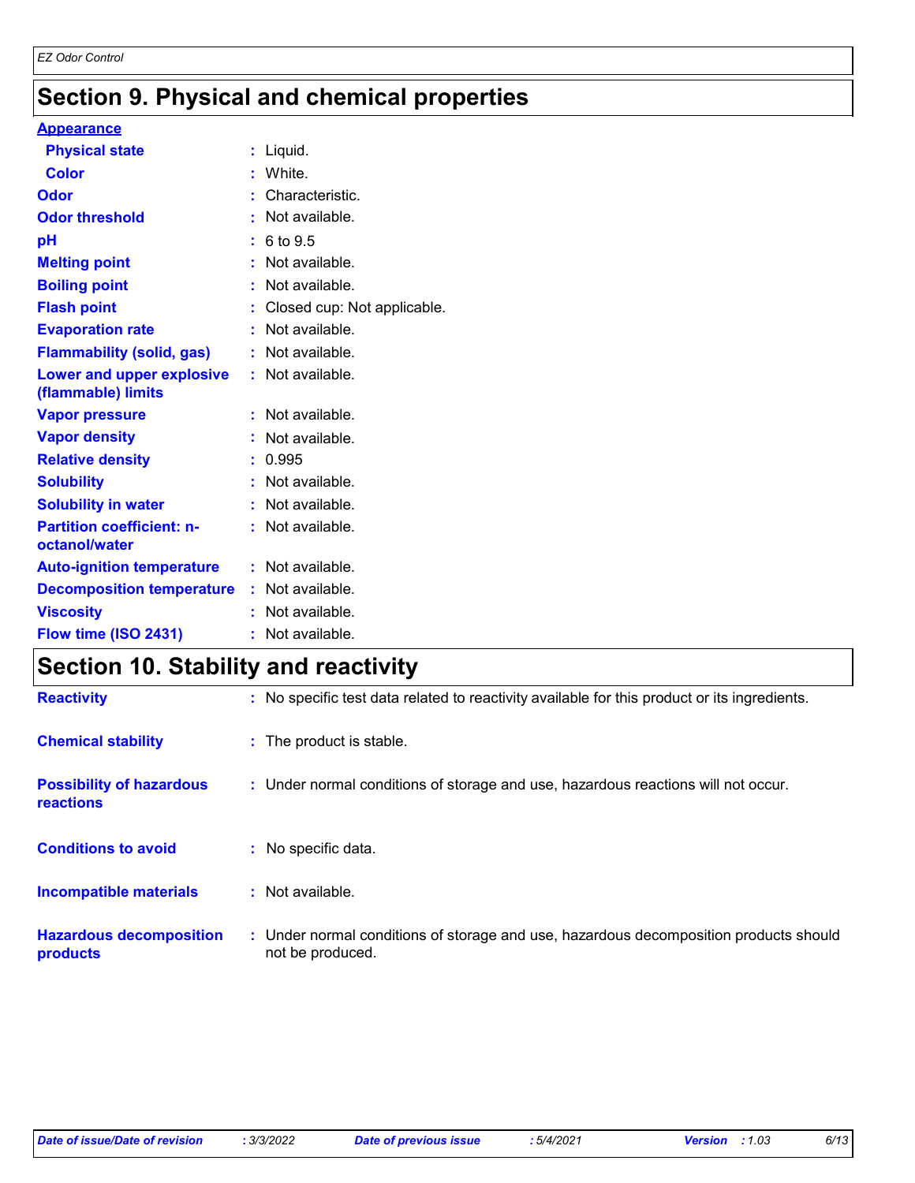## Section 9. Physical and chemical properties

**Appearance**

| | | |
|---|---|---|
| **Physical state** | : | Liquid. |
| **Color** | : | White. |
| **Odor** | : | Characteristic. |
| **Odor threshold** | : | Not available. |
| **pH** | : | 6 to 9.5 |
| **Melting point** | : | Not available. |
| **Boiling point** | : | Not available. |
| **Flash point** | : | Closed cup: Not applicable. |
| **Evaporation rate** | : | Not available. |
| **Flammability (solid, gas)** | : | Not available. |
| **Lower and upper explosive (flammable) limits** | : | Not available. |
| **Vapor pressure** | : | Not available. |
| **Vapor density** | : | Not available. |
| **Relative density** | : | 0.995 |
| **Solubility** | : | Not available. |
| **Solubility in water** | : | Not available. |
| **Partition coefficient: n-octanol/water** | : | Not available. |
| **Auto-ignition temperature** | : | Not available. |
| **Decomposition temperature** | : | Not available. |
| **Viscosity** | : | Not available. |
| **Flow time (ISO 2431)** | : | Not available. |

## Section 10. Stability and reactivity

| | | |
|---|---|---|
| **Reactivity** | : | No specific test data related to reactivity available for this product or its ingredients. |
| **Chemical stability** | : | The product is stable. |
| **Possibility of hazardous reactions** | : | Under normal conditions of storage and use, hazardous reactions will not occur. |
| **Conditions to avoid** | : | No specific data. |
| **Incompatible materials** | : | Not available. |
| **Hazardous decomposition products** | : | Under normal conditions of storage and use, hazardous decomposition products should not be produced. |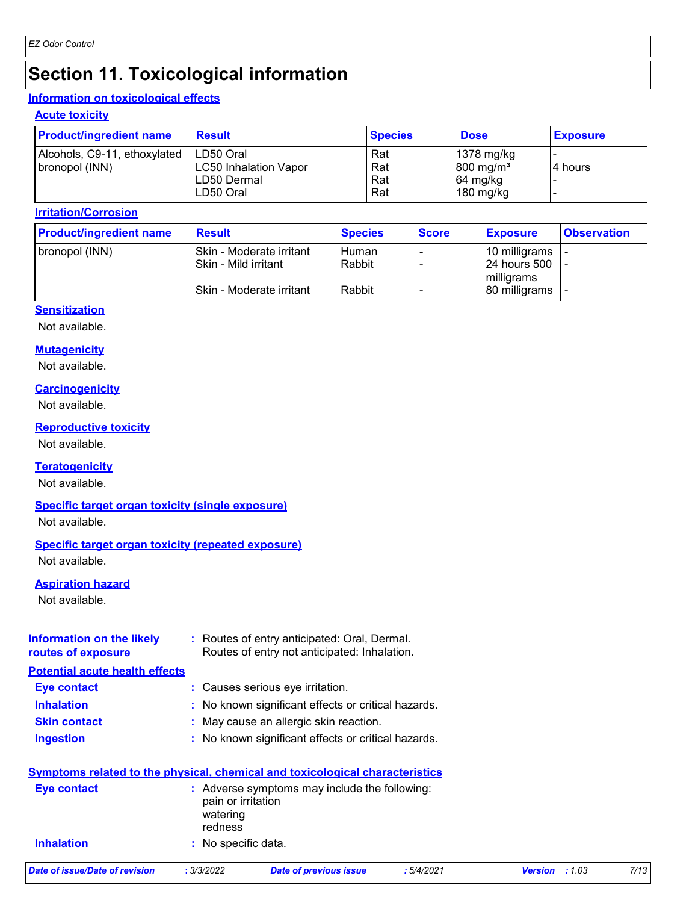# Section 11. Toxicological information

## Information on toxicological effects

### Acute toxicity

| Product/ingredient name | Result | Species | Dose | Exposure |
|---|---|---|---|---|
| Alcohols, C9-11, ethoxylated | LD50 Oral | Rat | 1378 mg/kg | - |
| bronopol (INN) | LC50 Inhalation Vapor | Rat | 800 mg/m³ | 4 hours |
| | LD50 Dermal | Rat | 64 mg/kg | - |
| | LD50 Oral | Rat | 180 mg/kg | - |

### Irritation/Corrosion

| Product/ingredient name | Result | Species | Score | Exposure | Observation |
|---|---|---|---|---|---|
| bronopol (INN) | Skin - Moderate irritant | Human | - | 10 milligrams | - |
| | Skin - Mild irritant | Rabbit | - | 24 hours 500 milligrams | - |
| | Skin - Moderate irritant | Rabbit | - | 80 milligrams | - |

### Sensitization

Not available.

### Mutagenicity

Not available.

### Carcinogenicity

Not available.

### Reproductive toxicity

Not available.

### Teratogenicity

Not available.

### Specific target organ toxicity (single exposure)

Not available.

### Specific target organ toxicity (repeated exposure)

Not available.

### Aspiration hazard

Not available.

**Information on the likely routes of exposure** : Routes of entry anticipated: Oral, Dermal.
Routes of entry not anticipated: Inhalation.

### Potential acute health effects

**Eye contact** : Causes serious eye irritation.

**Inhalation** : No known significant effects or critical hazards.

**Skin contact** : May cause an allergic skin reaction.

**Ingestion** : No known significant effects or critical hazards.

### Symptoms related to the physical, chemical and toxicological characteristics

**Eye contact** : Adverse symptoms may include the following:
pain or irritation
watering
redness

**Inhalation** : No specific data.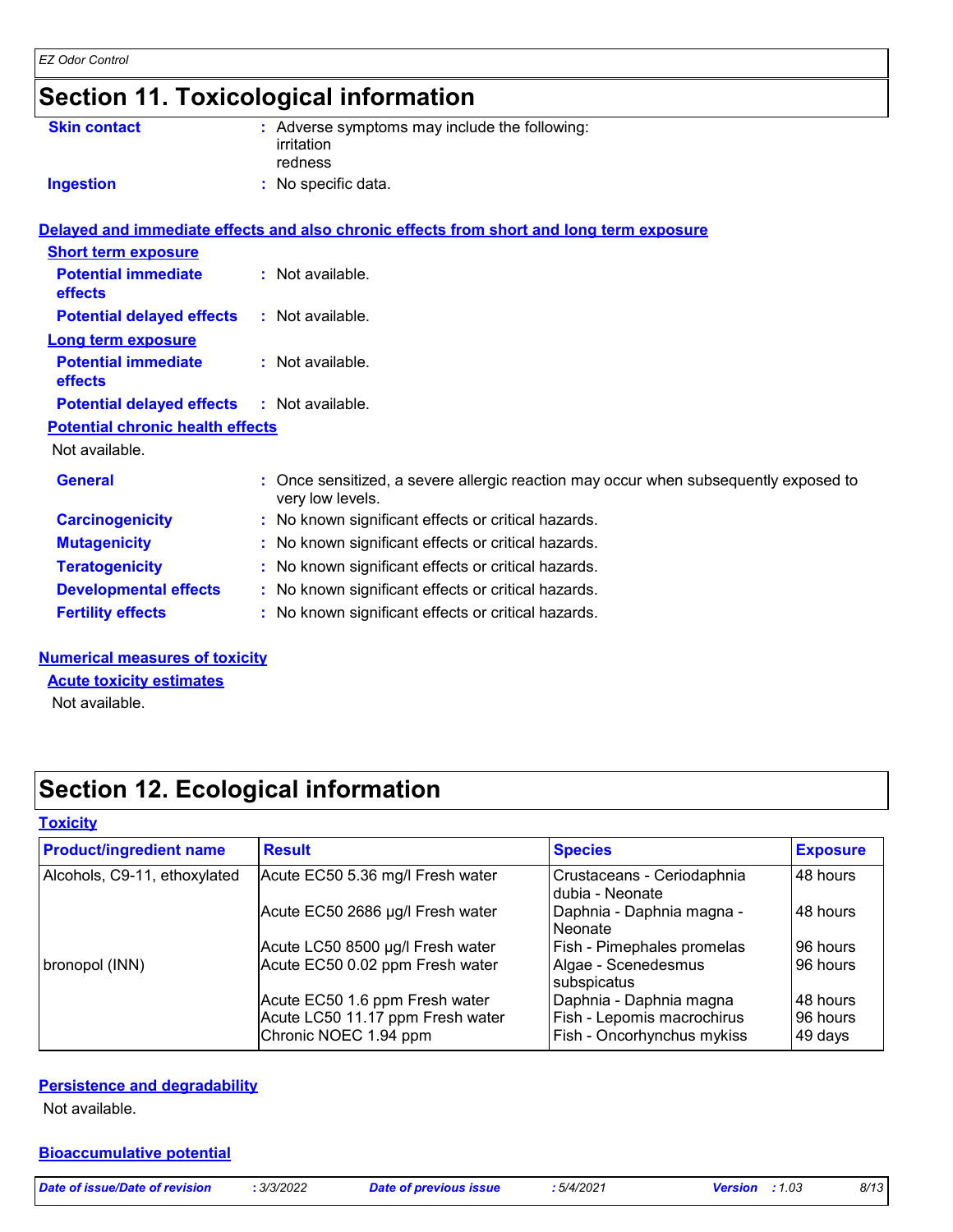# Section 11. Toxicological information

**Skin contact** : Adverse symptoms may include the following:
irritation
redness

**Ingestion** : No specific data.

**Delayed and immediate effects and also chronic effects from short and long term exposure**

**Short term exposure**

**Potential immediate effects** : Not available.

**Potential delayed effects** : Not available.

**Long term exposure**

**Potential immediate effects** : Not available.

**Potential delayed effects** : Not available.

**Potential chronic health effects**

Not available.

**General** : Once sensitized, a severe allergic reaction may occur when subsequently exposed to very low levels.

**Carcinogenicity** : No known significant effects or critical hazards.

**Mutagenicity** : No known significant effects or critical hazards.

**Teratogenicity** : No known significant effects or critical hazards.

**Developmental effects** : No known significant effects or critical hazards.

**Fertility effects** : No known significant effects or critical hazards.

**Numerical measures of toxicity**

**Acute toxicity estimates**

Not available.

# Section 12. Ecological information

**Toxicity**

| Product/ingredient name | Result | Species | Exposure |
|---|---|---|---|
| Alcohols, C9-11, ethoxylated | Acute EC50 5.36 mg/l Fresh water | Crustaceans - Ceriodaphnia dubia - Neonate | 48 hours |
| | Acute EC50 2686 µg/l Fresh water | Daphnia - Daphnia magna - Neonate | 48 hours |
| | Acute LC50 8500 µg/l Fresh water | Fish - Pimephales promelas | 96 hours |
| bronopol (INN) | Acute EC50 0.02 ppm Fresh water | Algae - Scenedesmus subspicatus | 96 hours |
| | Acute EC50 1.6 ppm Fresh water | Daphnia - Daphnia magna | 48 hours |
| | Acute LC50 11.17 ppm Fresh water | Fish - Lepomis macrochirus | 96 hours |
| | Chronic NOEC 1.94 ppm | Fish - Oncorhynchus mykiss | 49 days |

**Persistence and degradability**

Not available.

**Bioaccumulative potential**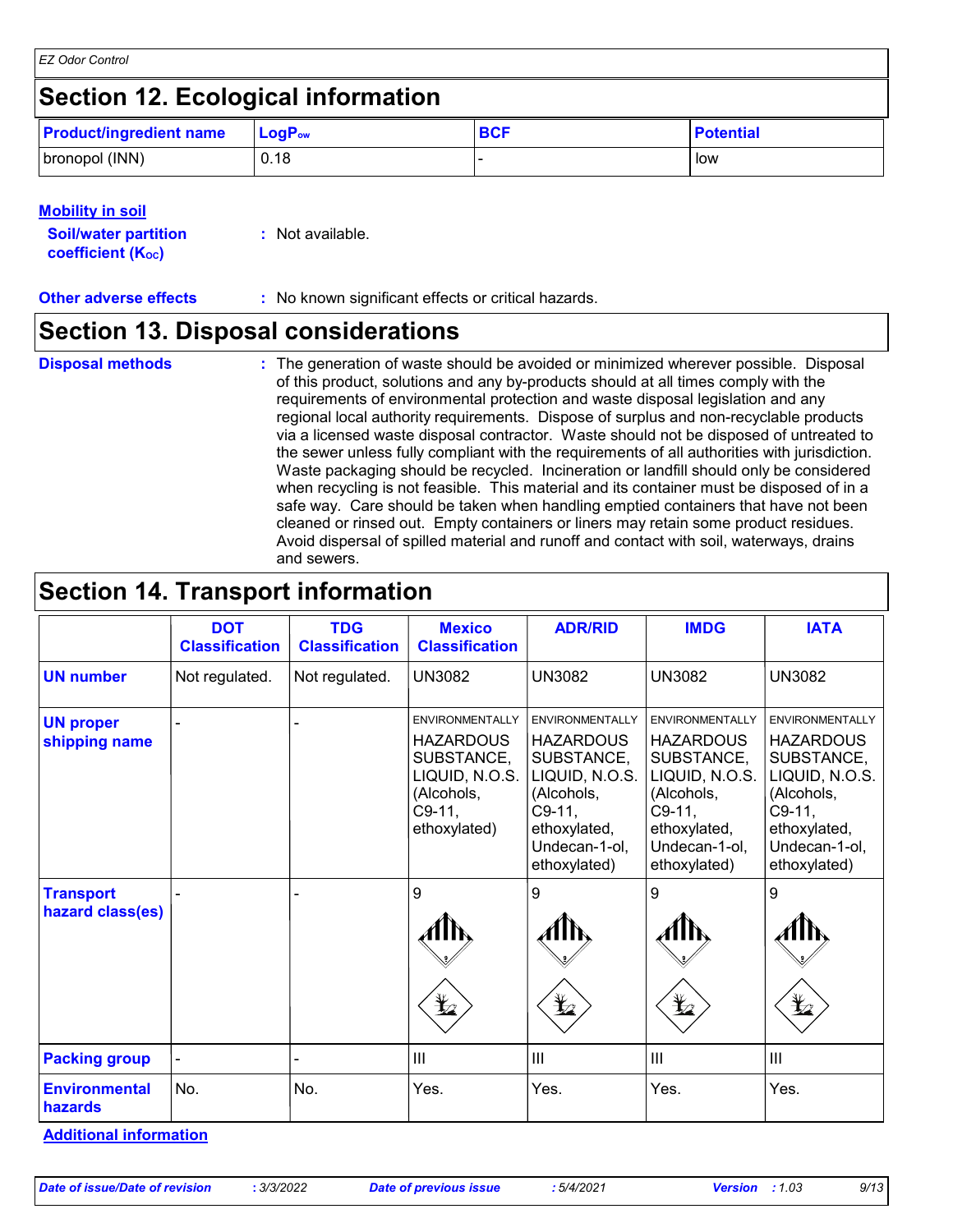## Section 12. Ecological information

| Product/ingredient name | $LogP_{ow}$ | BCF | Potential |
|---|---|---|---|
| bronopol (INN) | 0.18 | - | low |

**Mobility in soil**

**Soil/water partition coefficient ($K_{OC}$)** : Not available.

**Other adverse effects** : No known significant effects or critical hazards.

## Section 13. Disposal considerations

**Disposal methods** : The generation of waste should be avoided or minimized wherever possible. Disposal of this product, solutions and any by-products should at all times comply with the requirements of environmental protection and waste disposal legislation and any regional local authority requirements. Dispose of surplus and non-recyclable products via a licensed waste disposal contractor. Waste should not be disposed of untreated to the sewer unless fully compliant with the requirements of all authorities with jurisdiction. Waste packaging should be recycled. Incineration or landfill should only be considered when recycling is not feasible. This material and its container must be disposed of in a safe way. Care should be taken when handling emptied containers that have not been cleaned or rinsed out. Empty containers or liners may retain some product residues. Avoid dispersal of spilled material and runoff and contact with soil, waterways, drains and sewers.

## Section 14. Transport information

| | DOT Classification | TDG Classification | Mexico Classification | ADR/RID | IMDG | IATA |
|---|---|---|---|---|---|---|
| **UN number** | Not regulated. | Not regulated. | UN3082 | UN3082 | UN3082 | UN3082 |
| **UN proper shipping name** | - | - | ENVIRONMENTALLY HAZARDOUS SUBSTANCE, LIQUID, N.O.S. (Alcohols, C9-11, ethoxylated) | ENVIRONMENTALLY HAZARDOUS SUBSTANCE, LIQUID, N.O.S. (Alcohols, C9-11, ethoxylated, Undecan-1-ol, ethoxylated) | ENVIRONMENTALLY HAZARDOUS SUBSTANCE, LIQUID, N.O.S. (Alcohols, C9-11, ethoxylated, Undecan-1-ol, ethoxylated) | ENVIRONMENTALLY HAZARDOUS SUBSTANCE, LIQUID, N.O.S. (Alcohols, C9-11, ethoxylated, Undecan-1-ol, ethoxylated) |
| **Transport hazard class(es)** | - | - | 9 | 9 | 9 | 9 |
| **Packing group** | - | - | III | III | III | III |
| **Environmental hazards** | No. | No. | Yes. | Yes. | Yes. | Yes. |

**Additional information**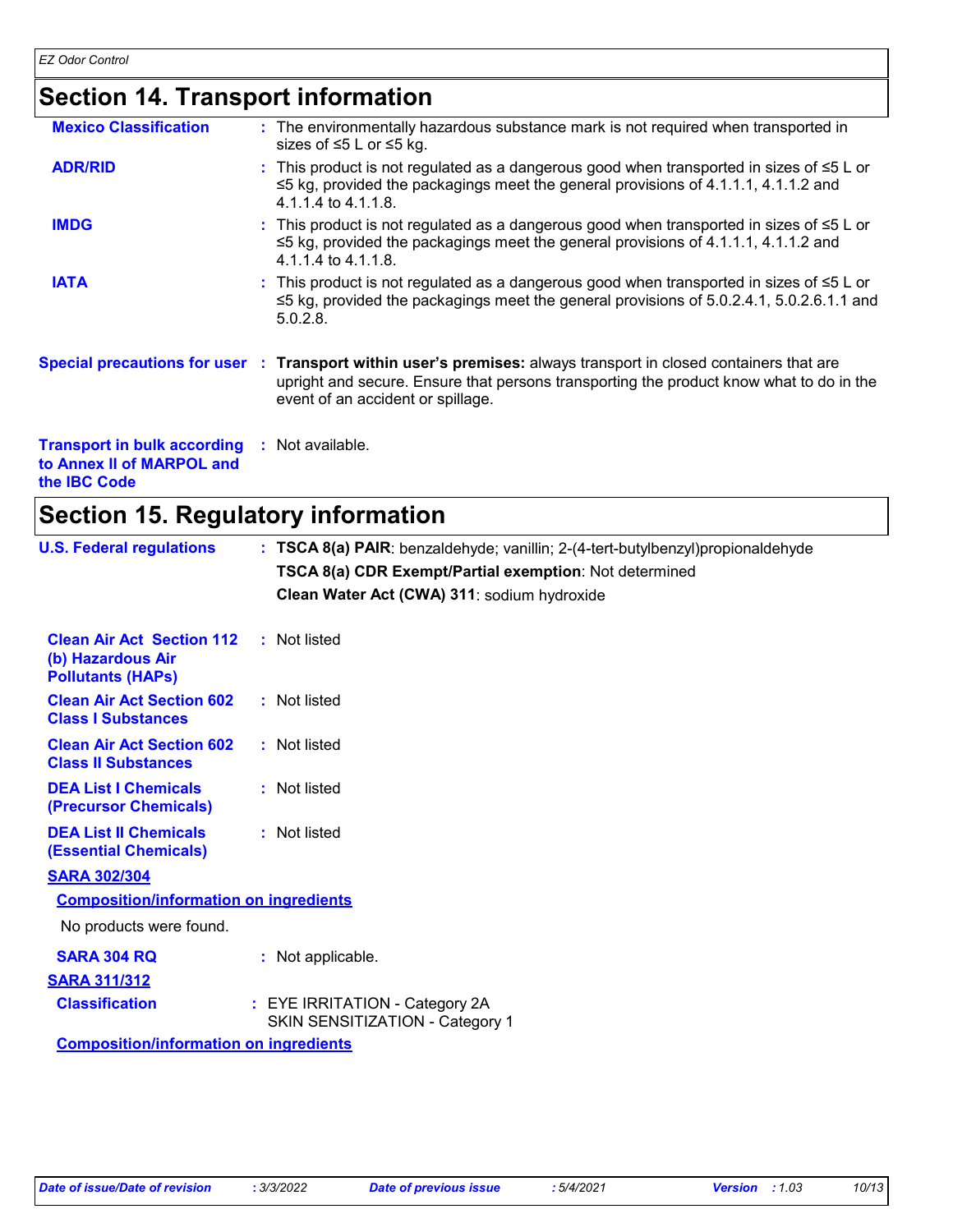## Section 14. Transport information

**Mexico Classification** : The environmentally hazardous substance mark is not required when transported in sizes of ≤5 L or ≤5 kg.

**ADR/RID** : This product is not regulated as a dangerous good when transported in sizes of ≤5 L or ≤5 kg, provided the packagings meet the general provisions of 4.1.1.1, 4.1.1.2 and 4.1.1.4 to 4.1.1.8.

**IMDG** : This product is not regulated as a dangerous good when transported in sizes of ≤5 L or ≤5 kg, provided the packagings meet the general provisions of 4.1.1.1, 4.1.1.2 and 4.1.1.4 to 4.1.1.8.

**IATA** : This product is not regulated as a dangerous good when transported in sizes of ≤5 L or ≤5 kg, provided the packagings meet the general provisions of 5.0.2.4.1, 5.0.2.6.1.1 and 5.0.2.8.

**Special precautions for user** : **Transport within user's premises:** always transport in closed containers that are upright and secure. Ensure that persons transporting the product know what to do in the event of an accident or spillage.

**Transport in bulk according to Annex II of MARPOL and the IBC Code** : Not available.

## Section 15. Regulatory information

**U.S. Federal regulations** : **TSCA 8(a) PAIR**: benzaldehyde; vanillin; 2-(4-tert-butylbenzyl)propionaldehyde

**TSCA 8(a) CDR Exempt/Partial exemption**: Not determined

**Clean Water Act (CWA) 311**: sodium hydroxide

**Clean Air Act Section 112 (b) Hazardous Air Pollutants (HAPs)** : Not listed

**Clean Air Act Section 602 Class I Substances** : Not listed

**Clean Air Act Section 602 Class II Substances** : Not listed

**DEA List I Chemicals (Precursor Chemicals)** : Not listed

**DEA List II Chemicals (Essential Chemicals)** : Not listed

**SARA 302/304**

**Composition/information on ingredients**

No products were found.

**SARA 304 RQ** : Not applicable.

**SARA 311/312**

**Classification** : EYE IRRITATION - Category 2A
SKIN SENSITIZATION - Category 1

**Composition/information on ingredients**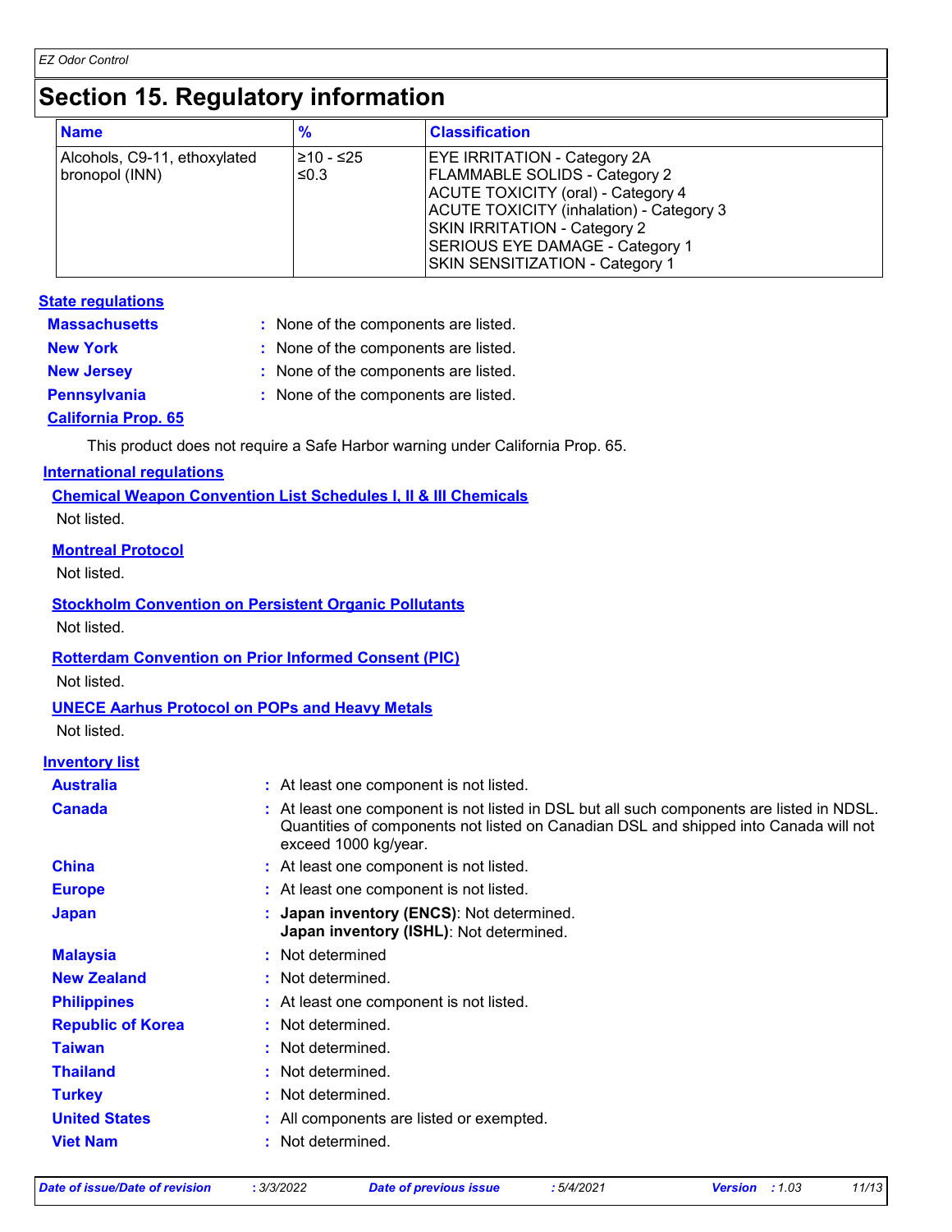# Section 15. Regulatory information

| Name | % | Classification |
|---|---|---|
| Alcohols, C9-11, ethoxylated<br>bronopol (INN) | ≥10 - ≤25<br>≤0.3 | EYE IRRITATION - Category 2A<br>FLAMMABLE SOLIDS - Category 2<br>ACUTE TOXICITY (oral) - Category 4<br>ACUTE TOXICITY (inhalation) - Category 3<br>SKIN IRRITATION - Category 2<br>SERIOUS EYE DAMAGE - Category 1<br>SKIN SENSITIZATION - Category 1 |

## State regulations

**Massachusetts** : None of the components are listed.

**New York** : None of the components are listed.

**New Jersey** : None of the components are listed.

**Pennsylvania** : None of the components are listed.

**California Prop. 65**

This product does not require a Safe Harbor warning under California Prop. 65.

## International regulations

**Chemical Weapon Convention List Schedules I, II & III Chemicals**

Not listed.

**Montreal Protocol**

Not listed.

**Stockholm Convention on Persistent Organic Pollutants**

Not listed.

**Rotterdam Convention on Prior Informed Consent (PIC)**

Not listed.

**UNECE Aarhus Protocol on POPs and Heavy Metals**

Not listed.

## Inventory list

**Australia** : At least one component is not listed.

**Canada** : At least one component is not listed in DSL but all such components are listed in NDSL. Quantities of components not listed on Canadian DSL and shipped into Canada will not exceed 1000 kg/year.

**China** : At least one component is not listed.

**Europe** : At least one component is not listed.

**Japan** : **Japan inventory (ENCS)**: Not determined.
**Japan inventory (ISHL)**: Not determined.

**Malaysia** : Not determined

**New Zealand** : Not determined.

**Philippines** : At least one component is not listed.

**Republic of Korea** : Not determined.

**Taiwan** : Not determined.

**Thailand** : Not determined.

**Turkey** : Not determined.

**United States** : All components are listed or exempted.

**Viet Nam** : Not determined.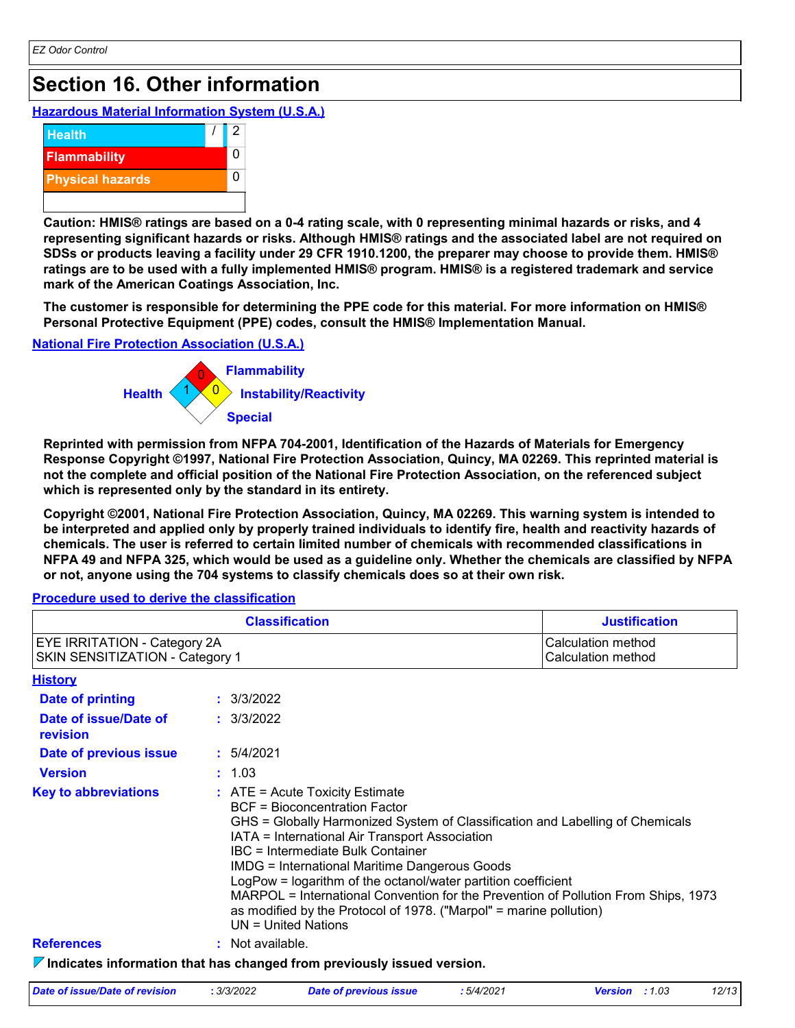## Section 16. Other information

### Hazardous Material Information System (U.S.A.)

| | |
|---|---|
| Health | / 2 |
| Flammability | 0 |
| Physical hazards | 0 |
| | |

**Caution: HMIS® ratings are based on a 0-4 rating scale, with 0 representing minimal hazards or risks, and 4 representing significant hazards or risks. Although HMIS® ratings and the associated label are not required on SDSs or products leaving a facility under 29 CFR 1910.1200, the preparer may choose to provide them. HMIS® ratings are to be used with a fully implemented HMIS® program. HMIS® is a registered trademark and service mark of the American Coatings Association, Inc.**

**The customer is responsible for determining the PPE code for this material. For more information on HMIS® Personal Protective Equipment (PPE) codes, consult the HMIS® Implementation Manual.**

### National Fire Protection Association (U.S.A.)

- Health: 1
- Flammability: 0
- Instability/Reactivity: 0
- Special:

**Reprinted with permission from NFPA 704-2001, Identification of the Hazards of Materials for Emergency Response Copyright ©1997, National Fire Protection Association, Quincy, MA 02269. This reprinted material is not the complete and official position of the National Fire Protection Association, on the referenced subject which is represented only by the standard in its entirety.**

**Copyright ©2001, National Fire Protection Association, Quincy, MA 02269. This warning system is intended to be interpreted and applied only by properly trained individuals to identify fire, health and reactivity hazards of chemicals. The user is referred to certain limited number of chemicals with recommended classifications in NFPA 49 and NFPA 325, which would be used as a guideline only. Whether the chemicals are classified by NFPA or not, anyone using the 704 systems to classify chemicals does so at their own risk.**

### Procedure used to derive the classification

| Classification | Justification |
|---|---|
| EYE IRRITATION - Category 2A<br>SKIN SENSITIZATION - Category 1 | Calculation method<br>Calculation method |

### History

**Date of printing** : 3/3/2022

**Date of issue/Date of revision** : 3/3/2022

**Date of previous issue** : 5/4/2021

**Version** : 1.03

**Key to abbreviations** :
ATE = Acute Toxicity Estimate
BCF = Bioconcentration Factor
GHS = Globally Harmonized System of Classification and Labelling of Chemicals
IATA = International Air Transport Association
IBC = Intermediate Bulk Container
IMDG = International Maritime Dangerous Goods
LogPow = logarithm of the octanol/water partition coefficient
MARPOL = International Convention for the Prevention of Pollution From Ships, 1973 as modified by the Protocol of 1978. ("Marpol" = marine pollution)
UN = United Nations

**References** : Not available.

**Indicates information that has changed from previously issued version.**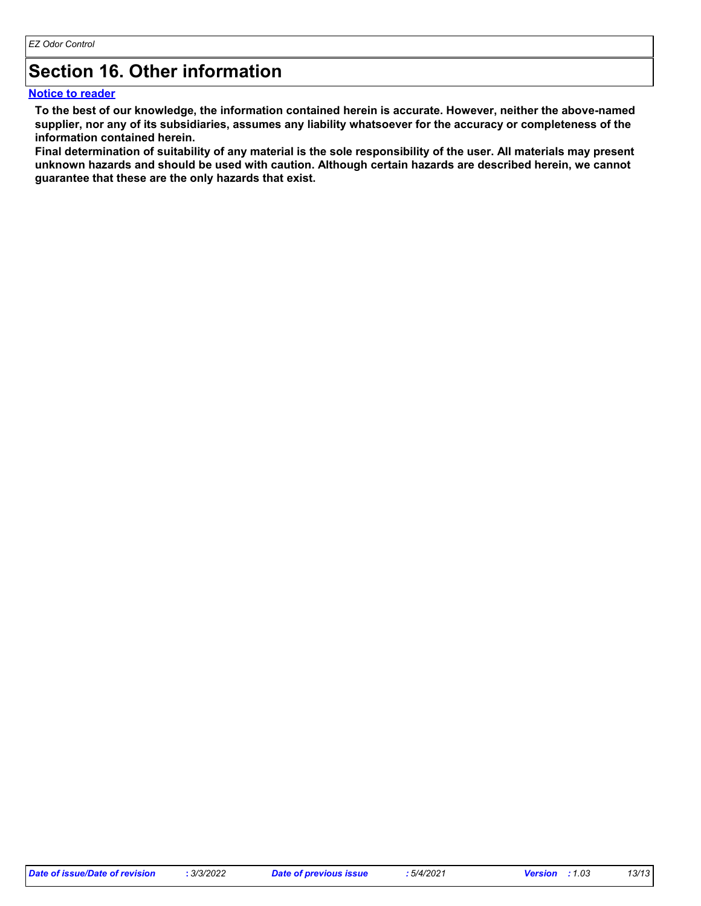# Section 16. Other information

**Notice to reader**

**To the best of our knowledge, the information contained herein is accurate. However, neither the above-named supplier, nor any of its subsidiaries, assumes any liability whatsoever for the accuracy or completeness of the information contained herein.**

**Final determination of suitability of any material is the sole responsibility of the user. All materials may present unknown hazards and should be used with caution. Although certain hazards are described herein, we cannot guarantee that these are the only hazards that exist.**